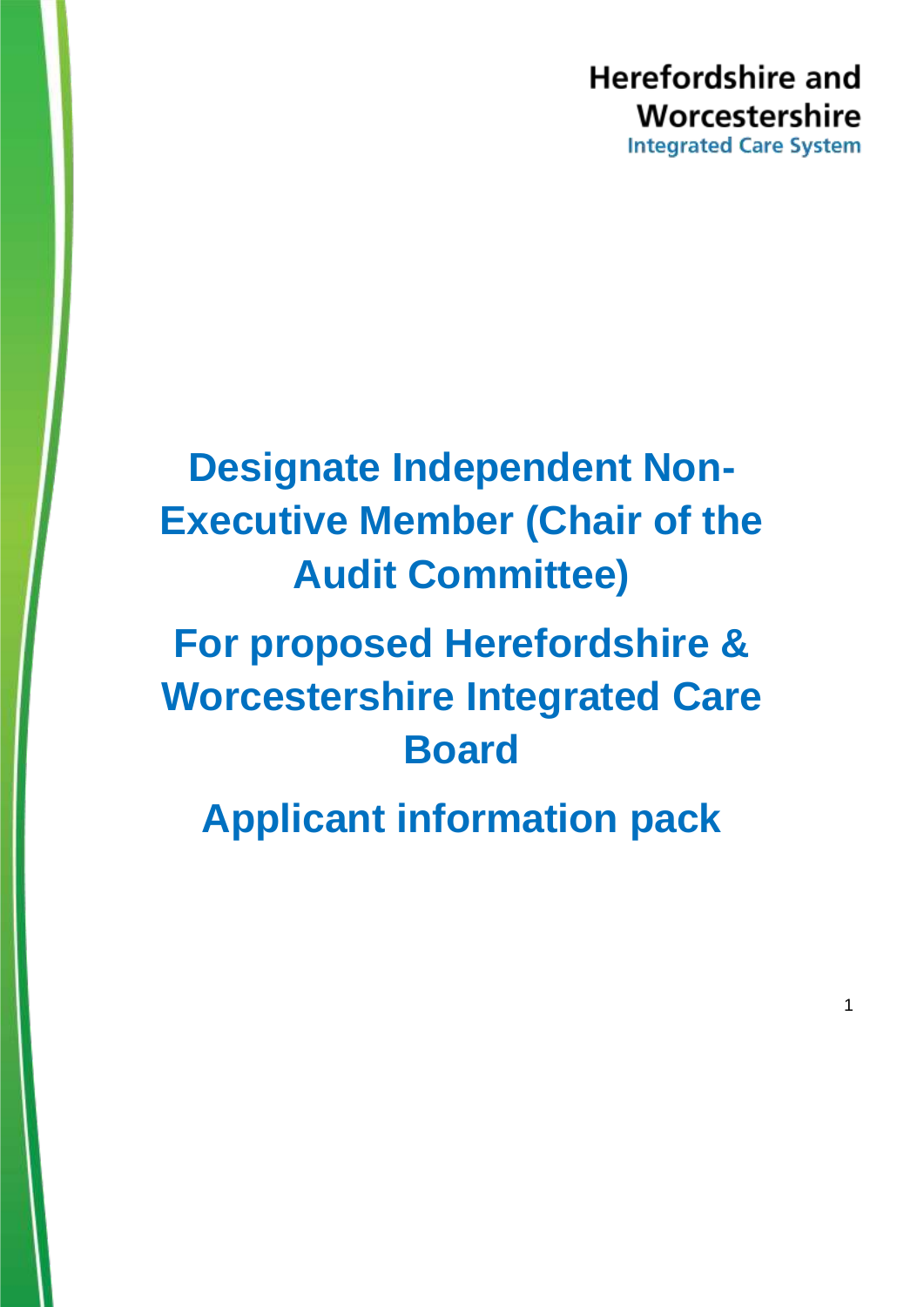Herefordshire and Worcestershire
Integrated Care System

# Designate Independent Non-Executive Member (Chair of the Audit Committee)

# For proposed Herefordshire & Worcestershire Integrated Care Board

# Applicant information pack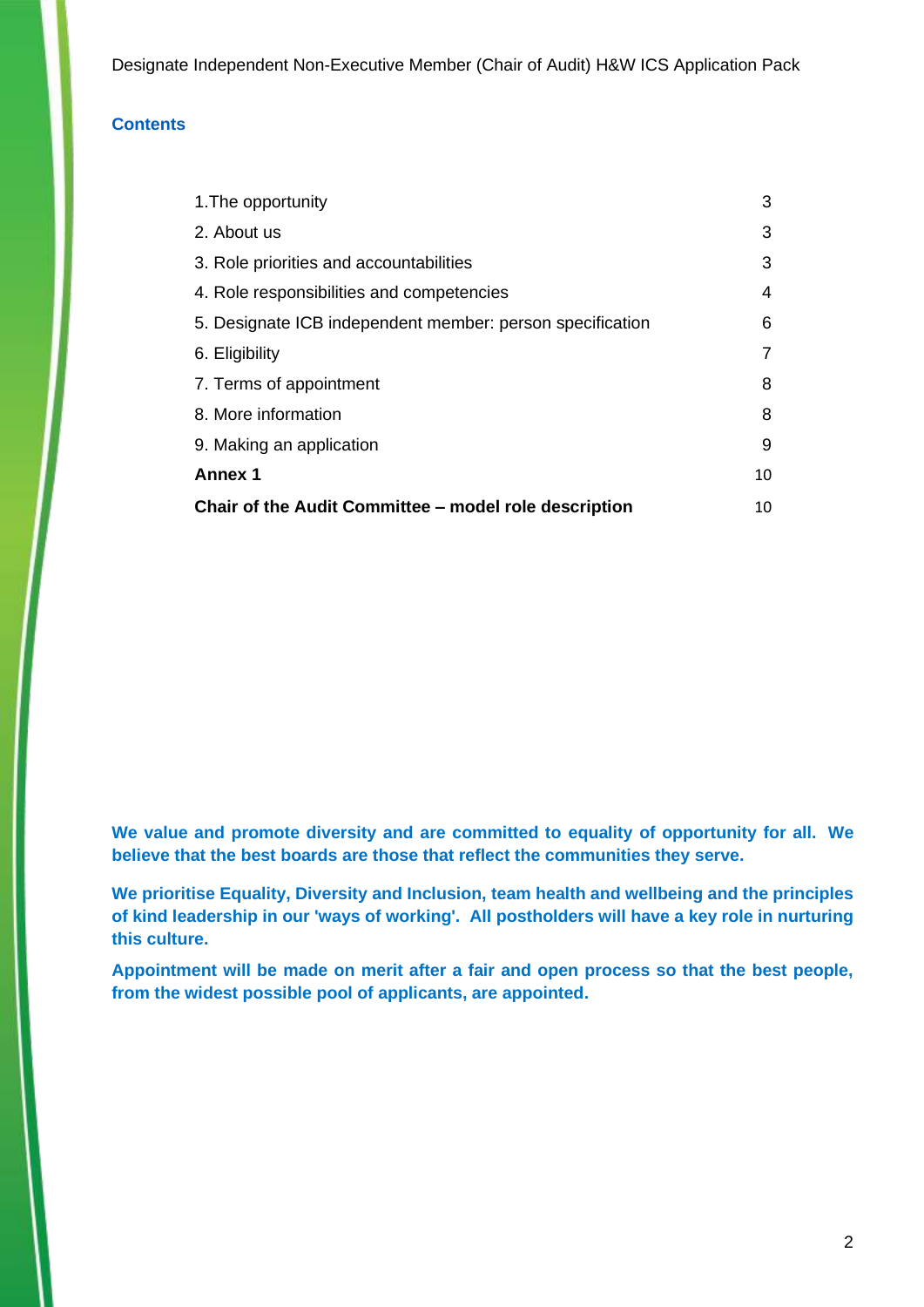## Contents

| | |
|---|---|
| 1.The opportunity | 3 |
| 2. About us | 3 |
| 3. Role priorities and accountabilities | 3 |
| 4. Role responsibilities and competencies | 4 |
| 5. Designate ICB independent member: person specification | 6 |
| 6. Eligibility | 7 |
| 7. Terms of appointment | 8 |
| 8. More information | 8 |
| 9. Making an application | 9 |
| **Annex 1** | 10 |
| **Chair of the Audit Committee – model role description** | 10 |

**We value and promote diversity and are committed to equality of opportunity for all. We believe that the best boards are those that reflect the communities they serve.**

**We prioritise Equality, Diversity and Inclusion, team health and wellbeing and the principles of kind leadership in our 'ways of working'. All postholders will have a key role in nurturing this culture.**

**Appointment will be made on merit after a fair and open process so that the best people, from the widest possible pool of applicants, are appointed.**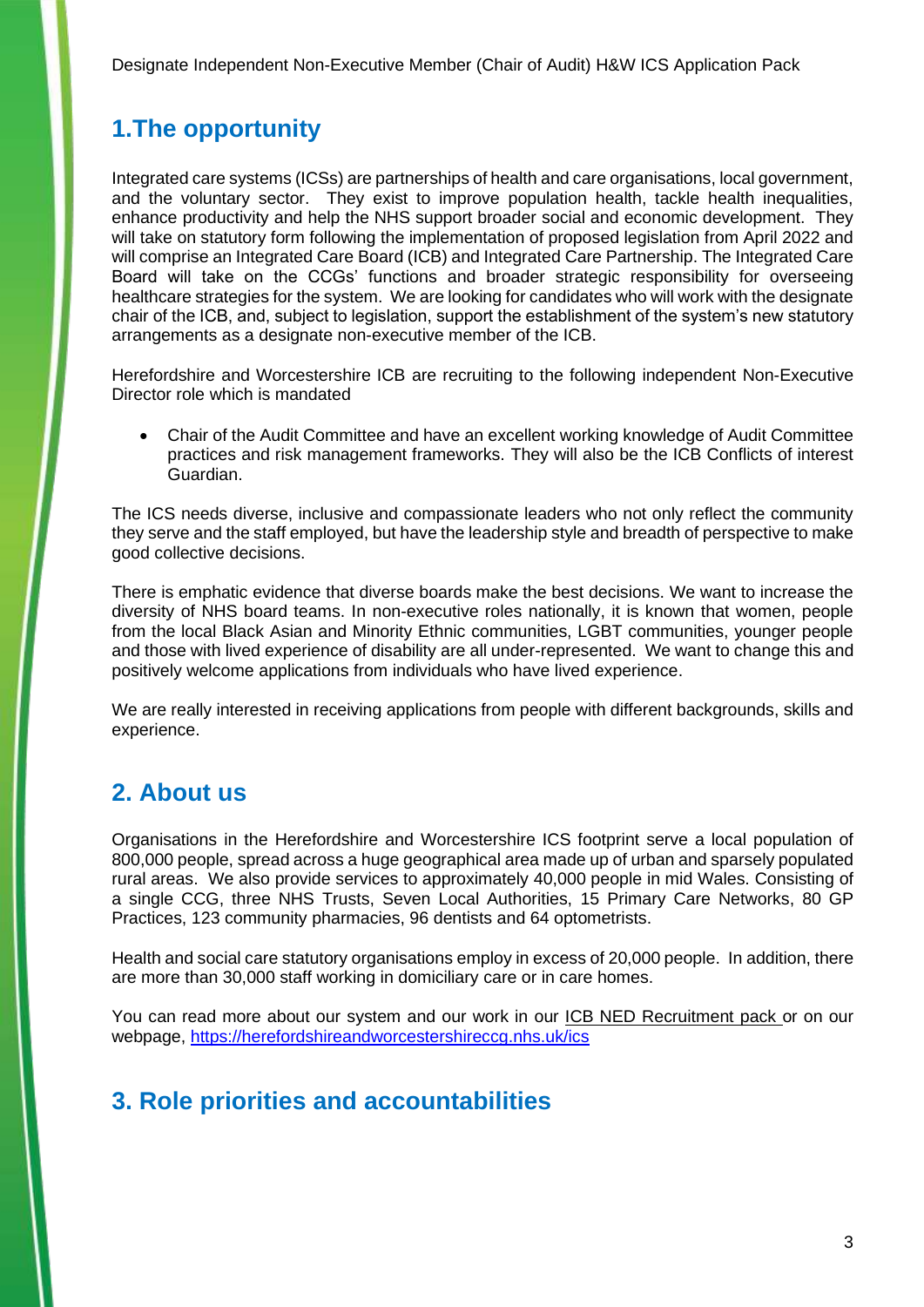## 1.The opportunity

Integrated care systems (ICSs) are partnerships of health and care organisations, local government, and the voluntary sector. They exist to improve population health, tackle health inequalities, enhance productivity and help the NHS support broader social and economic development. They will take on statutory form following the implementation of proposed legislation from April 2022 and will comprise an Integrated Care Board (ICB) and Integrated Care Partnership. The Integrated Care Board will take on the CCGs' functions and broader strategic responsibility for overseeing healthcare strategies for the system. We are looking for candidates who will work with the designate chair of the ICB, and, subject to legislation, support the establishment of the system's new statutory arrangements as a designate non-executive member of the ICB.

Herefordshire and Worcestershire ICB are recruiting to the following independent Non-Executive Director role which is mandated

- Chair of the Audit Committee and have an excellent working knowledge of Audit Committee practices and risk management frameworks. They will also be the ICB Conflicts of interest Guardian.

The ICS needs diverse, inclusive and compassionate leaders who not only reflect the community they serve and the staff employed, but have the leadership style and breadth of perspective to make good collective decisions.

There is emphatic evidence that diverse boards make the best decisions. We want to increase the diversity of NHS board teams. In non-executive roles nationally, it is known that women, people from the local Black Asian and Minority Ethnic communities, LGBT communities, younger people and those with lived experience of disability are all under-represented. We want to change this and positively welcome applications from individuals who have lived experience.

We are really interested in receiving applications from people with different backgrounds, skills and experience.

## 2. About us

Organisations in the Herefordshire and Worcestershire ICS footprint serve a local population of 800,000 people, spread across a huge geographical area made up of urban and sparsely populated rural areas. We also provide services to approximately 40,000 people in mid Wales. Consisting of a single CCG, three NHS Trusts, Seven Local Authorities, 15 Primary Care Networks, 80 GP Practices, 123 community pharmacies, 96 dentists and 64 optometrists.

Health and social care statutory organisations employ in excess of 20,000 people. In addition, there are more than 30,000 staff working in domiciliary care or in care homes.

You can read more about our system and our work in our ICB NED Recruitment pack or on our webpage, https://herefordshireandworcestershireccg.nhs.uk/ics

## 3. Role priorities and accountabilities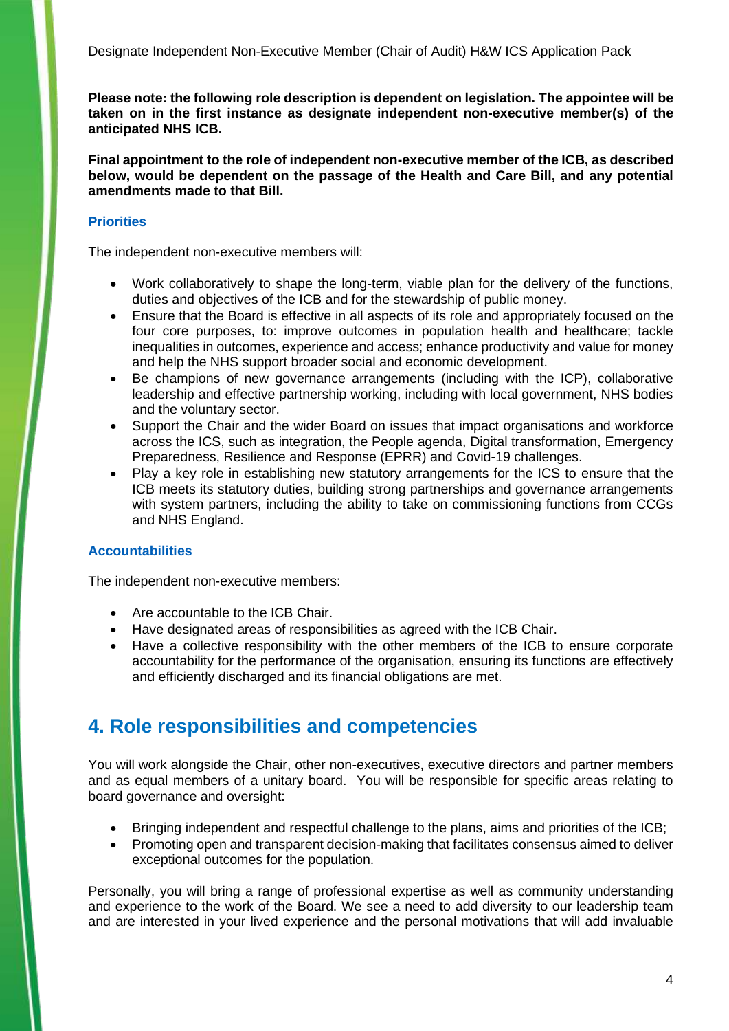**Please note: the following role description is dependent on legislation. The appointee will be taken on in the first instance as designate independent non-executive member(s) of the anticipated NHS ICB.**

**Final appointment to the role of independent non-executive member of the ICB, as described below, would be dependent on the passage of the Health and Care Bill, and any potential amendments made to that Bill.**

### Priorities

The independent non-executive members will:

- Work collaboratively to shape the long-term, viable plan for the delivery of the functions, duties and objectives of the ICB and for the stewardship of public money.
- Ensure that the Board is effective in all aspects of its role and appropriately focused on the four core purposes, to: improve outcomes in population health and healthcare; tackle inequalities in outcomes, experience and access; enhance productivity and value for money and help the NHS support broader social and economic development.
- Be champions of new governance arrangements (including with the ICP), collaborative leadership and effective partnership working, including with local government, NHS bodies and the voluntary sector.
- Support the Chair and the wider Board on issues that impact organisations and workforce across the ICS, such as integration, the People agenda, Digital transformation, Emergency Preparedness, Resilience and Response (EPRR) and Covid-19 challenges.
- Play a key role in establishing new statutory arrangements for the ICS to ensure that the ICB meets its statutory duties, building strong partnerships and governance arrangements with system partners, including the ability to take on commissioning functions from CCGs and NHS England.

### Accountabilities

The independent non-executive members:

- Are accountable to the ICB Chair.
- Have designated areas of responsibilities as agreed with the ICB Chair.
- Have a collective responsibility with the other members of the ICB to ensure corporate accountability for the performance of the organisation, ensuring its functions are effectively and efficiently discharged and its financial obligations are met.

## 4. Role responsibilities and competencies

You will work alongside the Chair, other non-executives, executive directors and partner members and as equal members of a unitary board. You will be responsible for specific areas relating to board governance and oversight:

- Bringing independent and respectful challenge to the plans, aims and priorities of the ICB;
- Promoting open and transparent decision-making that facilitates consensus aimed to deliver exceptional outcomes for the population.

Personally, you will bring a range of professional expertise as well as community understanding and experience to the work of the Board. We see a need to add diversity to our leadership team and are interested in your lived experience and the personal motivations that will add invaluable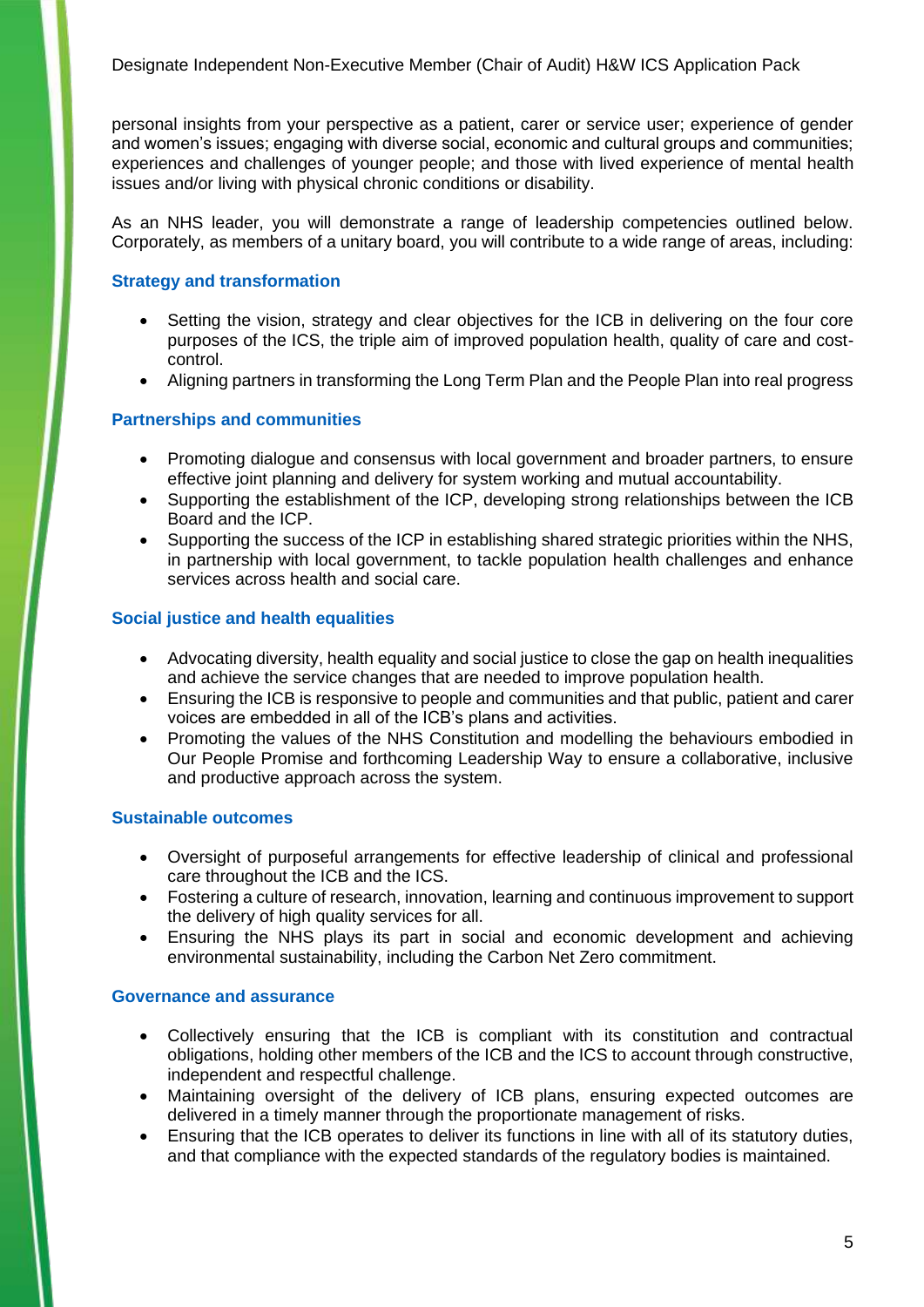personal insights from your perspective as a patient, carer or service user; experience of gender and women's issues; engaging with diverse social, economic and cultural groups and communities; experiences and challenges of younger people; and those with lived experience of mental health issues and/or living with physical chronic conditions or disability.

As an NHS leader, you will demonstrate a range of leadership competencies outlined below. Corporately, as members of a unitary board, you will contribute to a wide range of areas, including:

### Strategy and transformation

- Setting the vision, strategy and clear objectives for the ICB in delivering on the four core purposes of the ICS, the triple aim of improved population health, quality of care and cost-control.
- Aligning partners in transforming the Long Term Plan and the People Plan into real progress

### Partnerships and communities

- Promoting dialogue and consensus with local government and broader partners, to ensure effective joint planning and delivery for system working and mutual accountability.
- Supporting the establishment of the ICP, developing strong relationships between the ICB Board and the ICP.
- Supporting the success of the ICP in establishing shared strategic priorities within the NHS, in partnership with local government, to tackle population health challenges and enhance services across health and social care.

### Social justice and health equalities

- Advocating diversity, health equality and social justice to close the gap on health inequalities and achieve the service changes that are needed to improve population health.
- Ensuring the ICB is responsive to people and communities and that public, patient and carer voices are embedded in all of the ICB's plans and activities.
- Promoting the values of the NHS Constitution and modelling the behaviours embodied in Our People Promise and forthcoming Leadership Way to ensure a collaborative, inclusive and productive approach across the system.

### Sustainable outcomes

- Oversight of purposeful arrangements for effective leadership of clinical and professional care throughout the ICB and the ICS.
- Fostering a culture of research, innovation, learning and continuous improvement to support the delivery of high quality services for all.
- Ensuring the NHS plays its part in social and economic development and achieving environmental sustainability, including the Carbon Net Zero commitment.

### Governance and assurance

- Collectively ensuring that the ICB is compliant with its constitution and contractual obligations, holding other members of the ICB and the ICS to account through constructive, independent and respectful challenge.
- Maintaining oversight of the delivery of ICB plans, ensuring expected outcomes are delivered in a timely manner through the proportionate management of risks.
- Ensuring that the ICB operates to deliver its functions in line with all of its statutory duties, and that compliance with the expected standards of the regulatory bodies is maintained.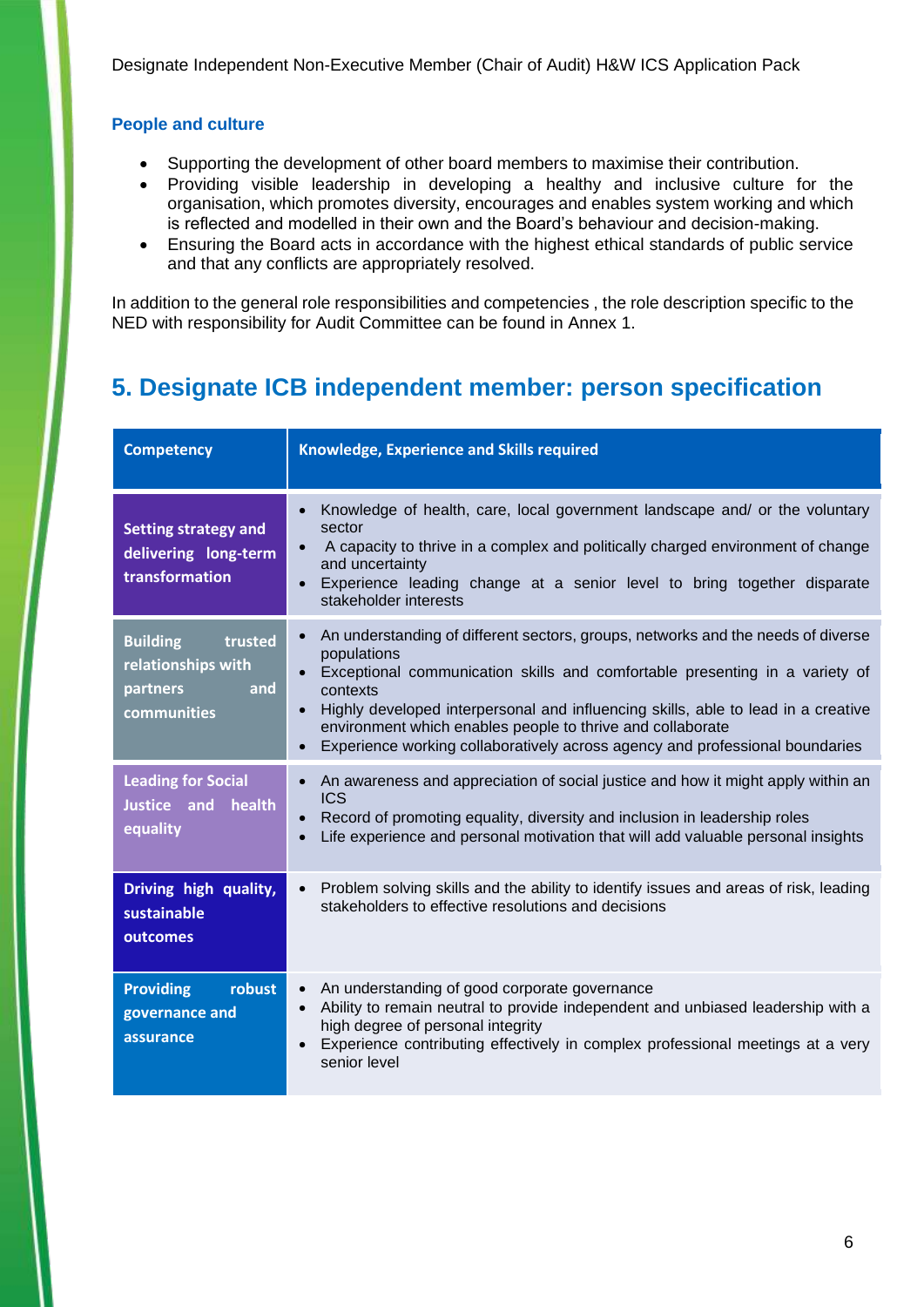### People and culture

- Supporting the development of other board members to maximise their contribution.
- Providing visible leadership in developing a healthy and inclusive culture for the organisation, which promotes diversity, encourages and enables system working and which is reflected and modelled in their own and the Board's behaviour and decision-making.
- Ensuring the Board acts in accordance with the highest ethical standards of public service and that any conflicts are appropriately resolved.

In addition to the general role responsibilities and competencies , the role description specific to the NED with responsibility for Audit Committee can be found in Annex 1.

## 5. Designate ICB independent member: person specification

| Competency | Knowledge, Experience and Skills required |
|---|---|
| **Setting strategy and delivering long-term transformation** | • Knowledge of health, care, local government landscape and/ or the voluntary sector<br>• A capacity to thrive in a complex and politically charged environment of change and uncertainty<br>• Experience leading change at a senior level to bring together disparate stakeholder interests |
| **Building trusted relationships with partners and communities** | • An understanding of different sectors, groups, networks and the needs of diverse populations<br>• Exceptional communication skills and comfortable presenting in a variety of contexts<br>• Highly developed interpersonal and influencing skills, able to lead in a creative environment which enables people to thrive and collaborate<br>• Experience working collaboratively across agency and professional boundaries |
| **Leading for Social Justice and health equality** | • An awareness and appreciation of social justice and how it might apply within an ICS<br>• Record of promoting equality, diversity and inclusion in leadership roles<br>• Life experience and personal motivation that will add valuable personal insights |
| **Driving high quality, sustainable outcomes** | • Problem solving skills and the ability to identify issues and areas of risk, leading stakeholders to effective resolutions and decisions |
| **Providing robust governance and assurance** | • An understanding of good corporate governance<br>• Ability to remain neutral to provide independent and unbiased leadership with a high degree of personal integrity<br>• Experience contributing effectively in complex professional meetings at a very senior level |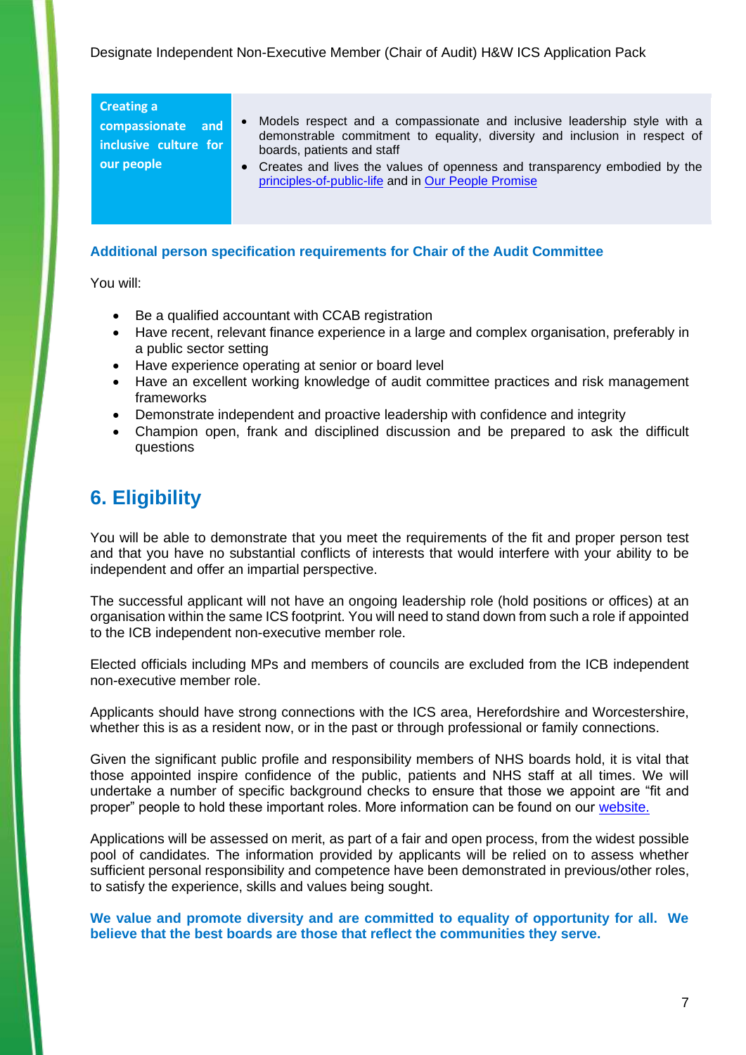| Creating a compassionate and inclusive culture for our people | <ul><li>Models respect and a compassionate and inclusive leadership style with a demonstrable commitment to equality, diversity and inclusion in respect of boards, patients and staff</li><li>Creates and lives the values of openness and transparency embodied by the [principles-of-public-life]() and in [Our People Promise]()</li></ul> |
|---|---|

**Additional person specification requirements for Chair of the Audit Committee**

You will:

- Be a qualified accountant with CCAB registration
- Have recent, relevant finance experience in a large and complex organisation, preferably in a public sector setting
- Have experience operating at senior or board level
- Have an excellent working knowledge of audit committee practices and risk management frameworks
- Demonstrate independent and proactive leadership with confidence and integrity
- Champion open, frank and disciplined discussion and be prepared to ask the difficult questions

## 6. Eligibility

You will be able to demonstrate that you meet the requirements of the fit and proper person test and that you have no substantial conflicts of interests that would interfere with your ability to be independent and offer an impartial perspective.

The successful applicant will not have an ongoing leadership role (hold positions or offices) at an organisation within the same ICS footprint. You will need to stand down from such a role if appointed to the ICB independent non-executive member role.

Elected officials including MPs and members of councils are excluded from the ICB independent non-executive member role.

Applicants should have strong connections with the ICS area, Herefordshire and Worcestershire, whether this is as a resident now, or in the past or through professional or family connections.

Given the significant public profile and responsibility members of NHS boards hold, it is vital that those appointed inspire confidence of the public, patients and NHS staff at all times. We will undertake a number of specific background checks to ensure that those we appoint are "fit and proper" people to hold these important roles. More information can be found on our [website.]()

Applications will be assessed on merit, as part of a fair and open process, from the widest possible pool of candidates. The information provided by applicants will be relied on to assess whether sufficient personal responsibility and competence have been demonstrated in previous/other roles, to satisfy the experience, skills and values being sought.

**We value and promote diversity and are committed to equality of opportunity for all. We believe that the best boards are those that reflect the communities they serve.**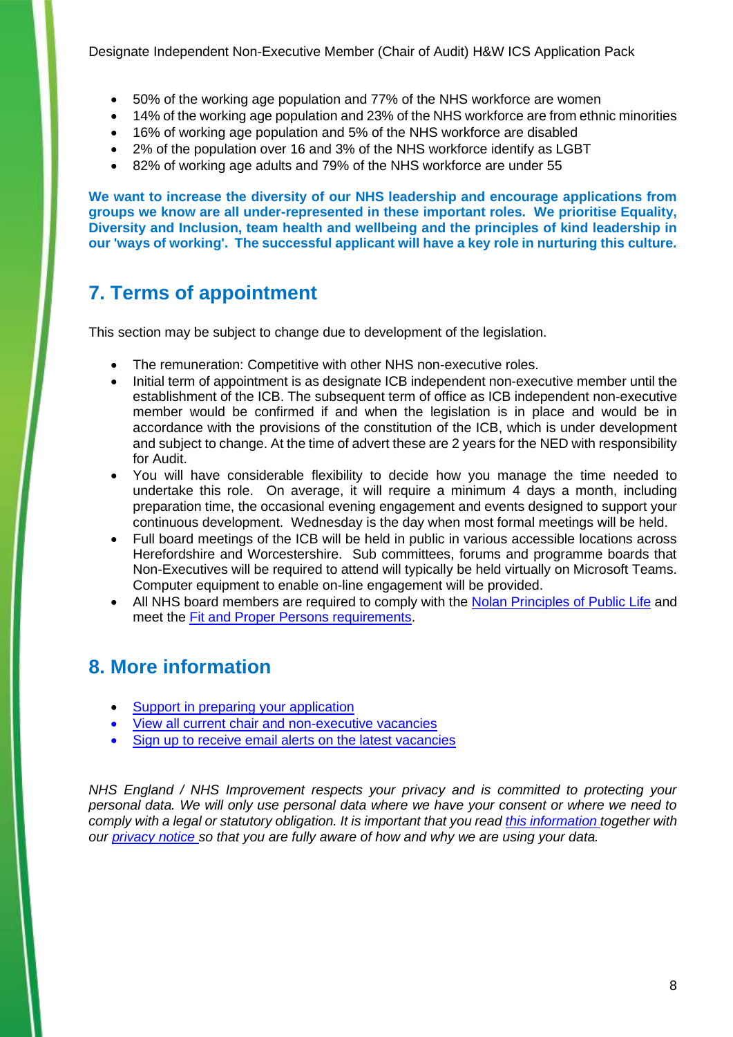- 50% of the working age population and 77% of the NHS workforce are women
- 14% of the working age population and 23% of the NHS workforce are from ethnic minorities
- 16% of working age population and 5% of the NHS workforce are disabled
- 2% of the population over 16 and 3% of the NHS workforce identify as LGBT
- 82% of working age adults and 79% of the NHS workforce are under 55

**We want to increase the diversity of our NHS leadership and encourage applications from groups we know are all under-represented in these important roles. We prioritise Equality, Diversity and Inclusion, team health and wellbeing and the principles of kind leadership in our 'ways of working'. The successful applicant will have a key role in nurturing this culture.**

## 7. Terms of appointment

This section may be subject to change due to development of the legislation.

- The remuneration: Competitive with other NHS non-executive roles.
- Initial term of appointment is as designate ICB independent non-executive member until the establishment of the ICB. The subsequent term of office as ICB independent non-executive member would be confirmed if and when the legislation is in place and would be in accordance with the provisions of the constitution of the ICB, which is under development and subject to change. At the time of advert these are 2 years for the NED with responsibility for Audit.
- You will have considerable flexibility to decide how you manage the time needed to undertake this role. On average, it will require a minimum 4 days a month, including preparation time, the occasional evening engagement and events designed to support your continuous development. Wednesday is the day when most formal meetings will be held.
- Full board meetings of the ICB will be held in public in various accessible locations across Herefordshire and Worcestershire. Sub committees, forums and programme boards that Non-Executives will be required to attend will typically be held virtually on Microsoft Teams. Computer equipment to enable on-line engagement will be provided.
- All NHS board members are required to comply with the Nolan Principles of Public Life and meet the Fit and Proper Persons requirements.

## 8. More information

- Support in preparing your application
- View all current chair and non-executive vacancies
- Sign up to receive email alerts on the latest vacancies

*NHS England / NHS Improvement respects your privacy and is committed to protecting your personal data. We will only use personal data where we have your consent or where we need to comply with a legal or statutory obligation. It is important that you read this information together with our privacy notice so that you are fully aware of how and why we are using your data.*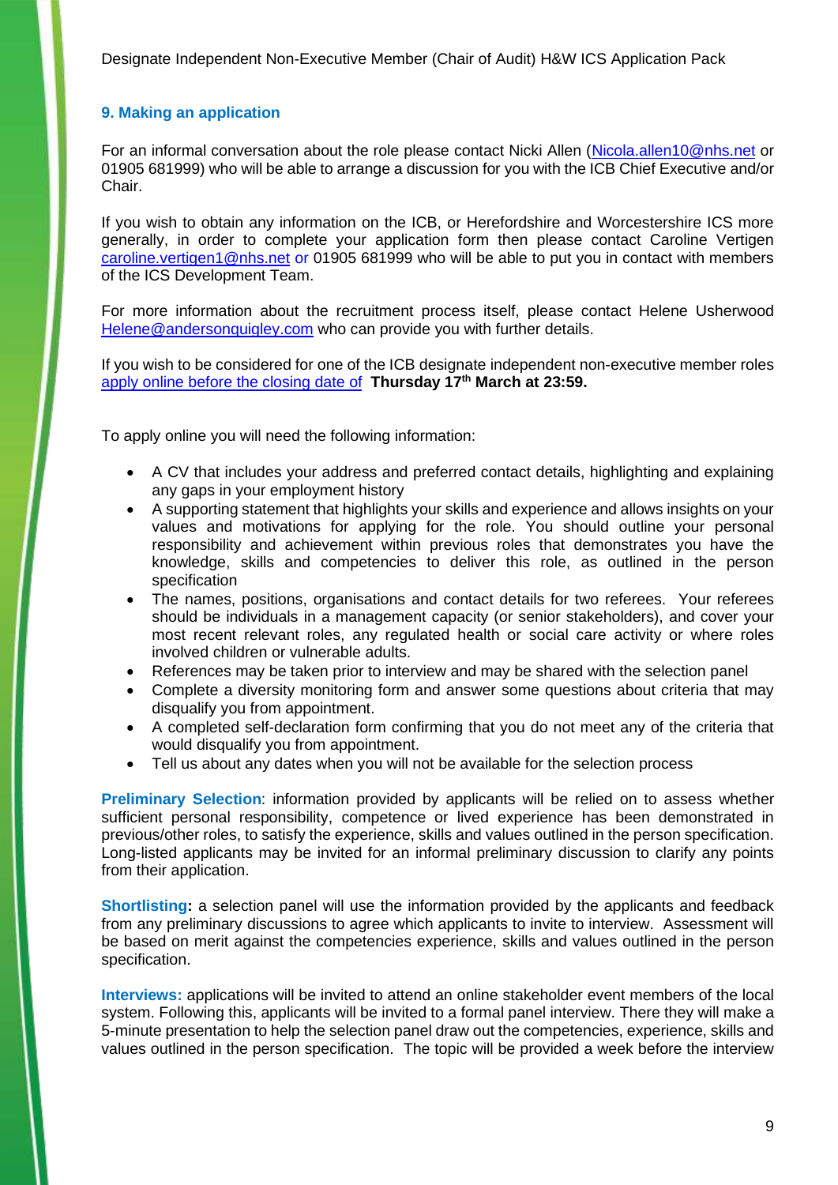## 9. Making an application

For an informal conversation about the role please contact Nicki Allen (Nicola.allen10@nhs.net or 01905 681999) who will be able to arrange a discussion for you with the ICB Chief Executive and/or Chair.

If you wish to obtain any information on the ICB, or Herefordshire and Worcestershire ICS more generally, in order to complete your application form then please contact Caroline Vertigen caroline.vertigen1@nhs.net or 01905 681999 who will be able to put you in contact with members of the ICS Development Team.

For more information about the recruitment process itself, please contact Helene Usherwood Helene@andersonquigley.com who can provide you with further details.

If you wish to be considered for one of the ICB designate independent non-executive member roles apply online before the closing date of **Thursday 17th March at 23:59.**

To apply online you will need the following information:

- A CV that includes your address and preferred contact details, highlighting and explaining any gaps in your employment history
- A supporting statement that highlights your skills and experience and allows insights on your values and motivations for applying for the role. You should outline your personal responsibility and achievement within previous roles that demonstrates you have the knowledge, skills and competencies to deliver this role, as outlined in the person specification
- The names, positions, organisations and contact details for two referees. Your referees should be individuals in a management capacity (or senior stakeholders), and cover your most recent relevant roles, any regulated health or social care activity or where roles involved children or vulnerable adults.
- References may be taken prior to interview and may be shared with the selection panel
- Complete a diversity monitoring form and answer some questions about criteria that may disqualify you from appointment.
- A completed self-declaration form confirming that you do not meet any of the criteria that would disqualify you from appointment.
- Tell us about any dates when you will not be available for the selection process

**Preliminary Selection**: information provided by applicants will be relied on to assess whether sufficient personal responsibility, competence or lived experience has been demonstrated in previous/other roles, to satisfy the experience, skills and values outlined in the person specification. Long-listed applicants may be invited for an informal preliminary discussion to clarify any points from their application.

**Shortlisting:** a selection panel will use the information provided by the applicants and feedback from any preliminary discussions to agree which applicants to invite to interview. Assessment will be based on merit against the competencies experience, skills and values outlined in the person specification.

**Interviews:** applications will be invited to attend an online stakeholder event members of the local system. Following this, applicants will be invited to a formal panel interview. There they will make a 5-minute presentation to help the selection panel draw out the competencies, experience, skills and values outlined in the person specification. The topic will be provided a week before the interview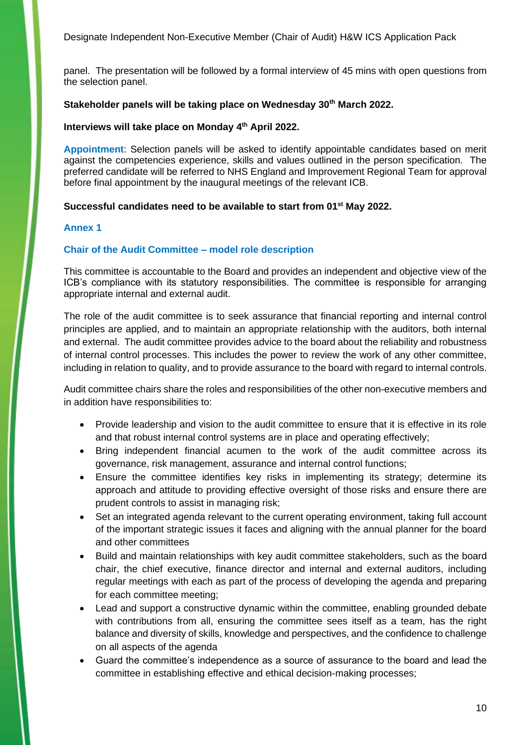panel. The presentation will be followed by a formal interview of 45 mins with open questions from the selection panel.

**Stakeholder panels will be taking place on Wednesday 30th March 2022.**

**Interviews will take place on Monday 4th April 2022.**

**Appointment**: Selection panels will be asked to identify appointable candidates based on merit against the competencies experience, skills and values outlined in the person specification. The preferred candidate will be referred to NHS England and Improvement Regional Team for approval before final appointment by the inaugural meetings of the relevant ICB.

**Successful candidates need to be available to start from 01st May 2022.**

## Annex 1

### Chair of the Audit Committee – model role description

This committee is accountable to the Board and provides an independent and objective view of the ICB's compliance with its statutory responsibilities. The committee is responsible for arranging appropriate internal and external audit.

The role of the audit committee is to seek assurance that financial reporting and internal control principles are applied, and to maintain an appropriate relationship with the auditors, both internal and external. The audit committee provides advice to the board about the reliability and robustness of internal control processes. This includes the power to review the work of any other committee, including in relation to quality, and to provide assurance to the board with regard to internal controls.

Audit committee chairs share the roles and responsibilities of the other non-executive members and in addition have responsibilities to:

- Provide leadership and vision to the audit committee to ensure that it is effective in its role and that robust internal control systems are in place and operating effectively;
- Bring independent financial acumen to the work of the audit committee across its governance, risk management, assurance and internal control functions;
- Ensure the committee identifies key risks in implementing its strategy; determine its approach and attitude to providing effective oversight of those risks and ensure there are prudent controls to assist in managing risk;
- Set an integrated agenda relevant to the current operating environment, taking full account of the important strategic issues it faces and aligning with the annual planner for the board and other committees
- Build and maintain relationships with key audit committee stakeholders, such as the board chair, the chief executive, finance director and internal and external auditors, including regular meetings with each as part of the process of developing the agenda and preparing for each committee meeting;
- Lead and support a constructive dynamic within the committee, enabling grounded debate with contributions from all, ensuring the committee sees itself as a team, has the right balance and diversity of skills, knowledge and perspectives, and the confidence to challenge on all aspects of the agenda
- Guard the committee's independence as a source of assurance to the board and lead the committee in establishing effective and ethical decision-making processes;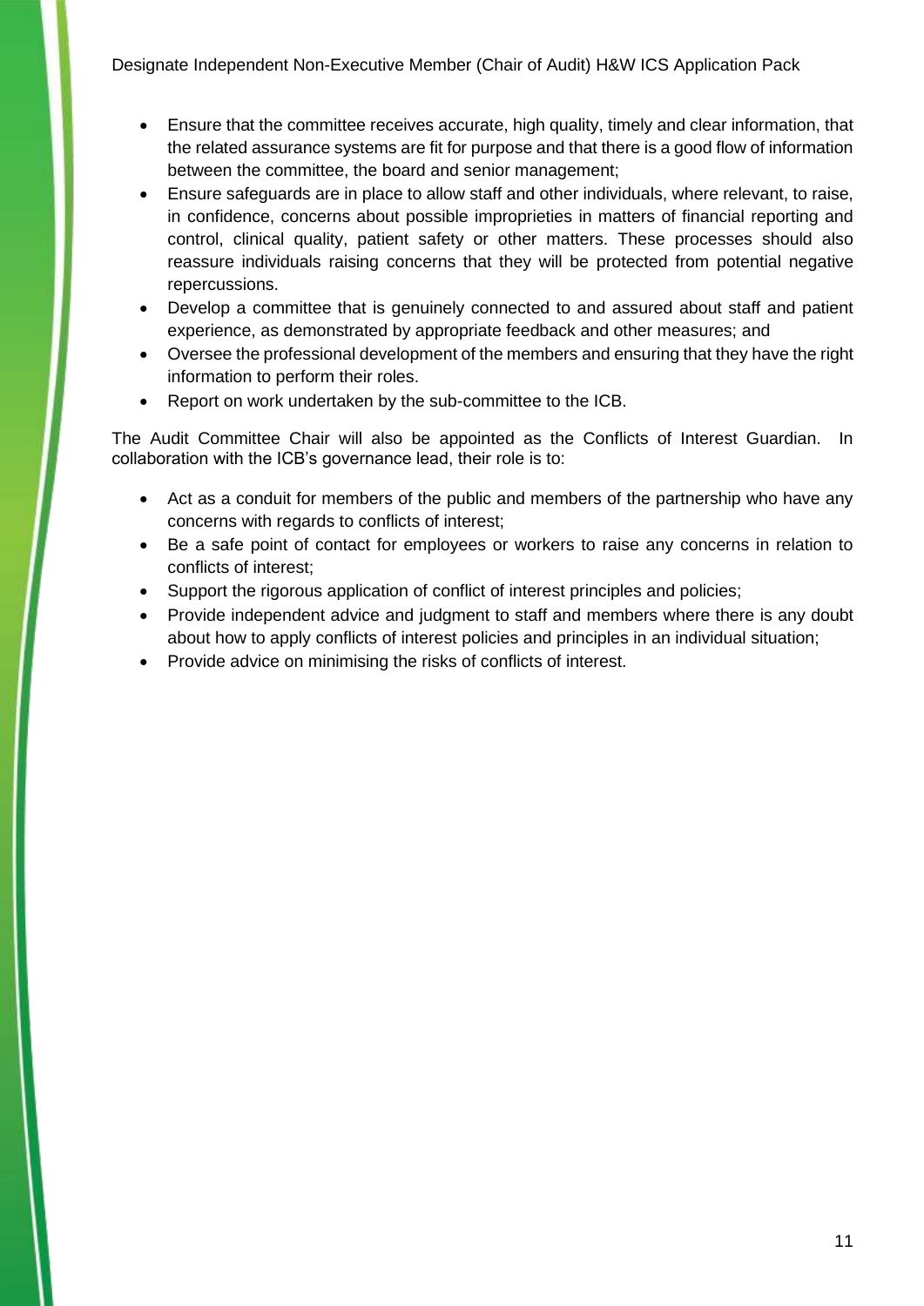- Ensure that the committee receives accurate, high quality, timely and clear information, that the related assurance systems are fit for purpose and that there is a good flow of information between the committee, the board and senior management;
- Ensure safeguards are in place to allow staff and other individuals, where relevant, to raise, in confidence, concerns about possible improprieties in matters of financial reporting and control, clinical quality, patient safety or other matters. These processes should also reassure individuals raising concerns that they will be protected from potential negative repercussions.
- Develop a committee that is genuinely connected to and assured about staff and patient experience, as demonstrated by appropriate feedback and other measures; and
- Oversee the professional development of the members and ensuring that they have the right information to perform their roles.
- Report on work undertaken by the sub-committee to the ICB.

The Audit Committee Chair will also be appointed as the Conflicts of Interest Guardian. In collaboration with the ICB's governance lead, their role is to:

- Act as a conduit for members of the public and members of the partnership who have any concerns with regards to conflicts of interest;
- Be a safe point of contact for employees or workers to raise any concerns in relation to conflicts of interest;
- Support the rigorous application of conflict of interest principles and policies;
- Provide independent advice and judgment to staff and members where there is any doubt about how to apply conflicts of interest policies and principles in an individual situation;
- Provide advice on minimising the risks of conflicts of interest.